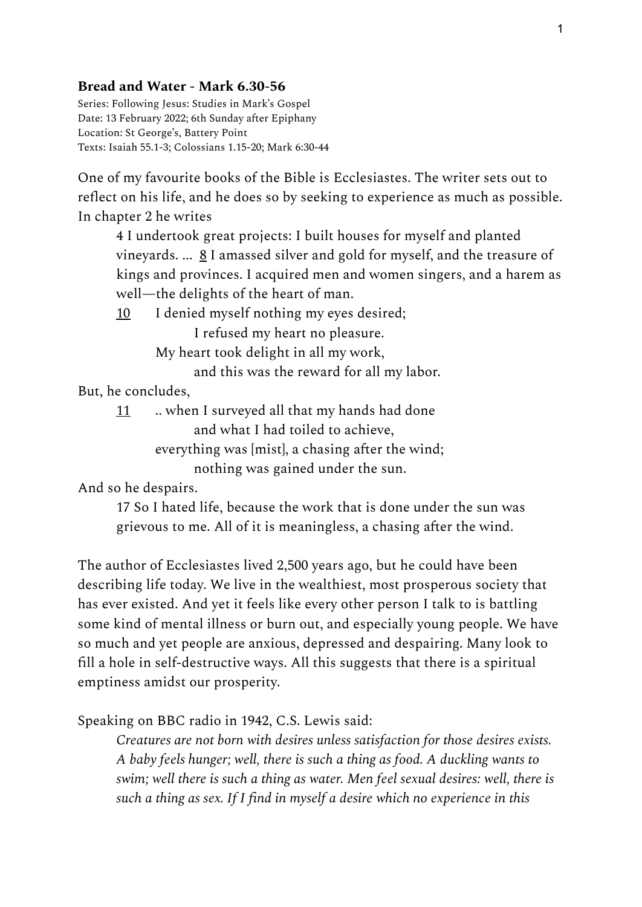**Bread and Water - Mark 6.30-56**

Series: Following Jesus: Studies in Mark's Gospel
Date: 13 February 2022; 6th Sunday after Epiphany
Location: St George's, Battery Point
Texts: Isaiah 55.1-3; Colossians 1.15-20; Mark 6:30-44

One of my favourite books of the Bible is Ecclesiastes. The writer sets out to reflect on his life, and he does so by seeking to experience as much as possible. In chapter 2 he writes

> 4 I undertook great projects: I built houses for myself and planted vineyards. ... 8 I amassed silver and gold for myself, and the treasure of kings and provinces. I acquired men and women singers, and a harem as well—the delights of the heart of man.
>
> 10 I denied myself nothing my eyes desired;
> I refused my heart no pleasure.
> My heart took delight in all my work,
> and this was the reward for all my labor.

But, he concludes,

> 11 .. when I surveyed all that my hands had done
> and what I had toiled to achieve,
> everything was [mist], a chasing after the wind;
> nothing was gained under the sun.

And so he despairs.

> 17 So I hated life, because the work that is done under the sun was grievous to me. All of it is meaningless, a chasing after the wind.

The author of Ecclesiastes lived 2,500 years ago, but he could have been describing life today. We live in the wealthiest, most prosperous society that has ever existed. And yet it feels like every other person I talk to is battling some kind of mental illness or burn out, and especially young people. We have so much and yet people are anxious, depressed and despairing. Many look to fill a hole in self-destructive ways. All this suggests that there is a spiritual emptiness amidst our prosperity.

Speaking on BBC radio in 1942, C.S. Lewis said:

> *Creatures are not born with desires unless satisfaction for those desires exists. A baby feels hunger; well, there is such a thing as food. A duckling wants to swim; well there is such a thing as water. Men feel sexual desires: well, there is such a thing as sex. If I find in myself a desire which no experience in this*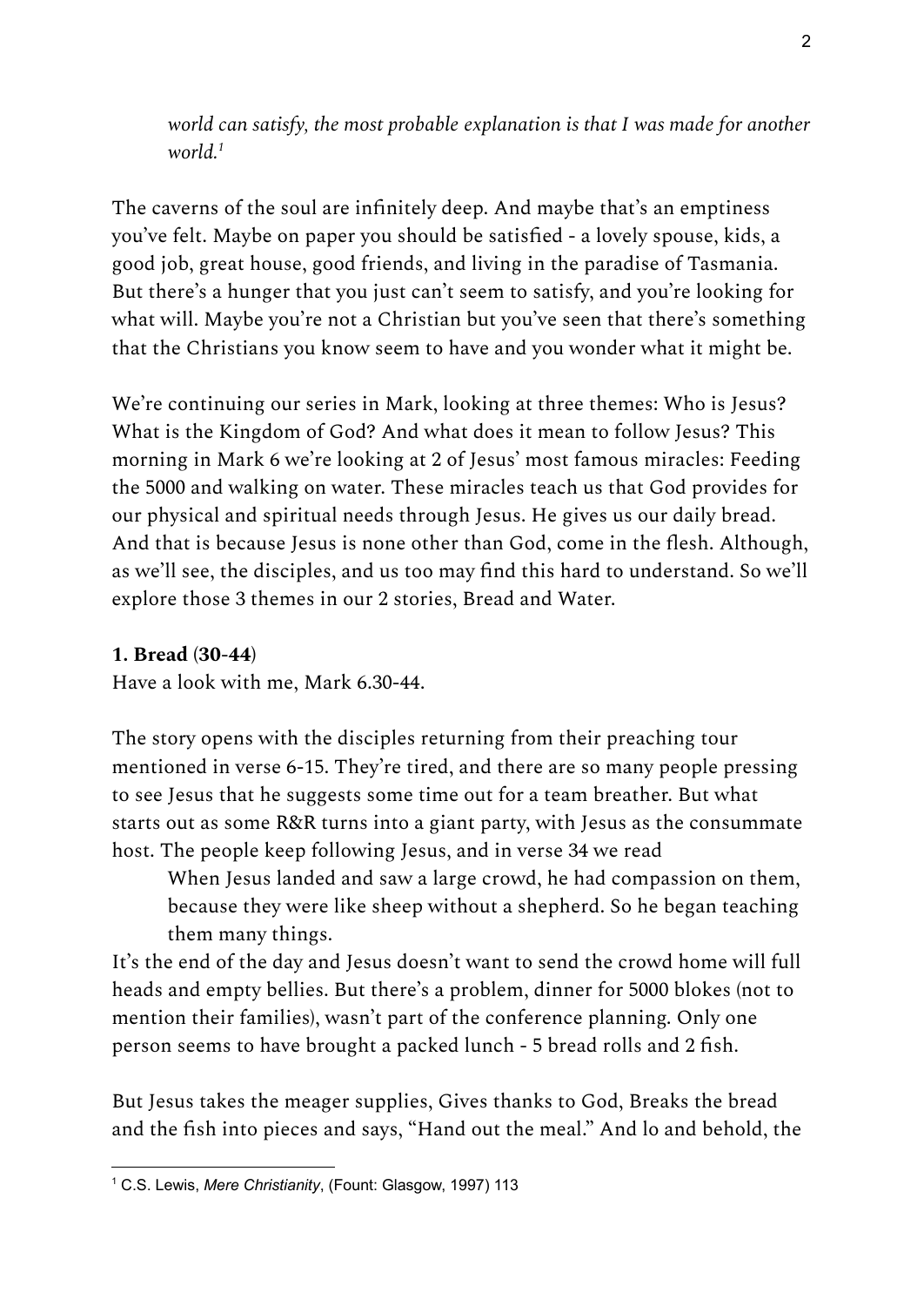*world can satisfy, the most probable explanation is that I was made for another world.*[1]

The caverns of the soul are infinitely deep. And maybe that's an emptiness you've felt. Maybe on paper you should be satisfied - a lovely spouse, kids, a good job, great house, good friends, and living in the paradise of Tasmania. But there's a hunger that you just can't seem to satisfy, and you're looking for what will. Maybe you're not a Christian but you've seen that there's something that the Christians you know seem to have and you wonder what it might be.

We're continuing our series in Mark, looking at three themes: Who is Jesus? What is the Kingdom of God? And what does it mean to follow Jesus? This morning in Mark 6 we're looking at 2 of Jesus' most famous miracles: Feeding the 5000 and walking on water. These miracles teach us that God provides for our physical and spiritual needs through Jesus. He gives us our daily bread. And that is because Jesus is none other than God, come in the flesh. Although, as we'll see, the disciples, and us too may find this hard to understand. So we'll explore those 3 themes in our 2 stories, Bread and Water.

**1. Bread (30-44)**
Have a look with me, Mark 6.30-44.

The story opens with the disciples returning from their preaching tour mentioned in verse 6-15. They're tired, and there are so many people pressing to see Jesus that he suggests some time out for a team breather. But what starts out as some R&R turns into a giant party, with Jesus as the consummate host. The people keep following Jesus, and in verse 34 we read

> When Jesus landed and saw a large crowd, he had compassion on them, because they were like sheep without a shepherd. So he began teaching them many things.

It's the end of the day and Jesus doesn't want to send the crowd home will full heads and empty bellies. But there's a problem, dinner for 5000 blokes (not to mention their families), wasn't part of the conference planning. Only one person seems to have brought a packed lunch - 5 bread rolls and 2 fish.

But Jesus takes the meager supplies, Gives thanks to God, Breaks the bread and the fish into pieces and says, "Hand out the meal." And lo and behold, the

---

[1] C.S. Lewis, *Mere Christianity*, (Fount: Glasgow, 1997) 113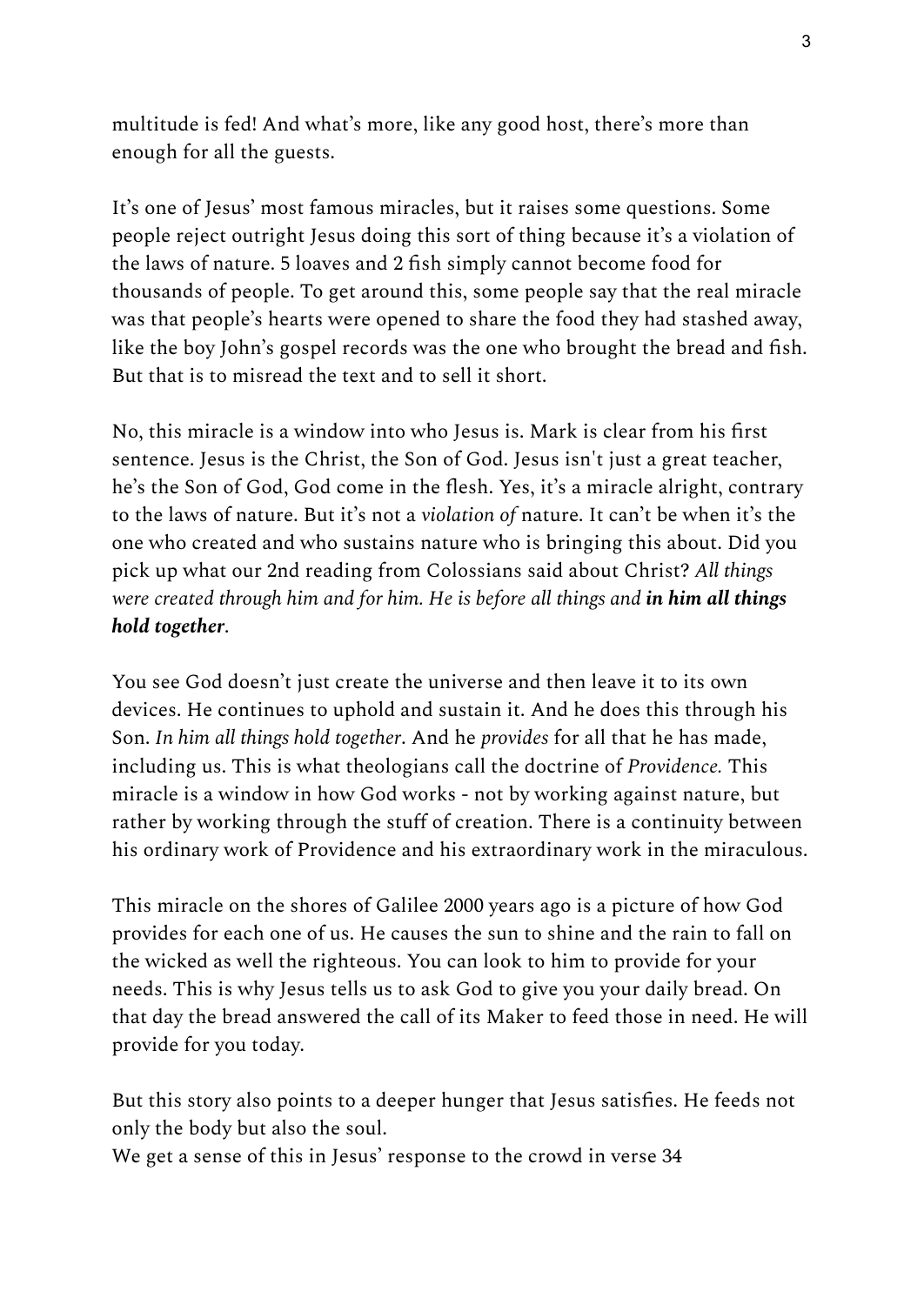multitude is fed! And what's more, like any good host, there's more than enough for all the guests.

It's one of Jesus' most famous miracles, but it raises some questions. Some people reject outright Jesus doing this sort of thing because it's a violation of the laws of nature. 5 loaves and 2 fish simply cannot become food for thousands of people. To get around this, some people say that the real miracle was that people's hearts were opened to share the food they had stashed away, like the boy John's gospel records was the one who brought the bread and fish. But that is to misread the text and to sell it short.

No, this miracle is a window into who Jesus is. Mark is clear from his first sentence. Jesus is the Christ, the Son of God. Jesus isn't just a great teacher, he's the Son of God, God come in the flesh. Yes, it's a miracle alright, contrary to the laws of nature. But it's not a *violation of* nature. It can't be when it's the one who created and who sustains nature who is bringing this about. Did you pick up what our 2nd reading from Colossians said about Christ? *All things were created through him and for him. He is before all things and* ***in him all things hold together***.

You see God doesn't just create the universe and then leave it to its own devices. He continues to uphold and sustain it. And he does this through his Son. *In him all things hold together*. And he *provides* for all that he has made, including us. This is what theologians call the doctrine of *Providence.* This miracle is a window in how God works - not by working against nature, but rather by working through the stuff of creation. There is a continuity between his ordinary work of Providence and his extraordinary work in the miraculous.

This miracle on the shores of Galilee 2000 years ago is a picture of how God provides for each one of us. He causes the sun to shine and the rain to fall on the wicked as well the righteous. You can look to him to provide for your needs. This is why Jesus tells us to ask God to give you your daily bread. On that day the bread answered the call of its Maker to feed those in need. He will provide for you today.

But this story also points to a deeper hunger that Jesus satisfies. He feeds not only the body but also the soul.
We get a sense of this in Jesus' response to the crowd in verse 34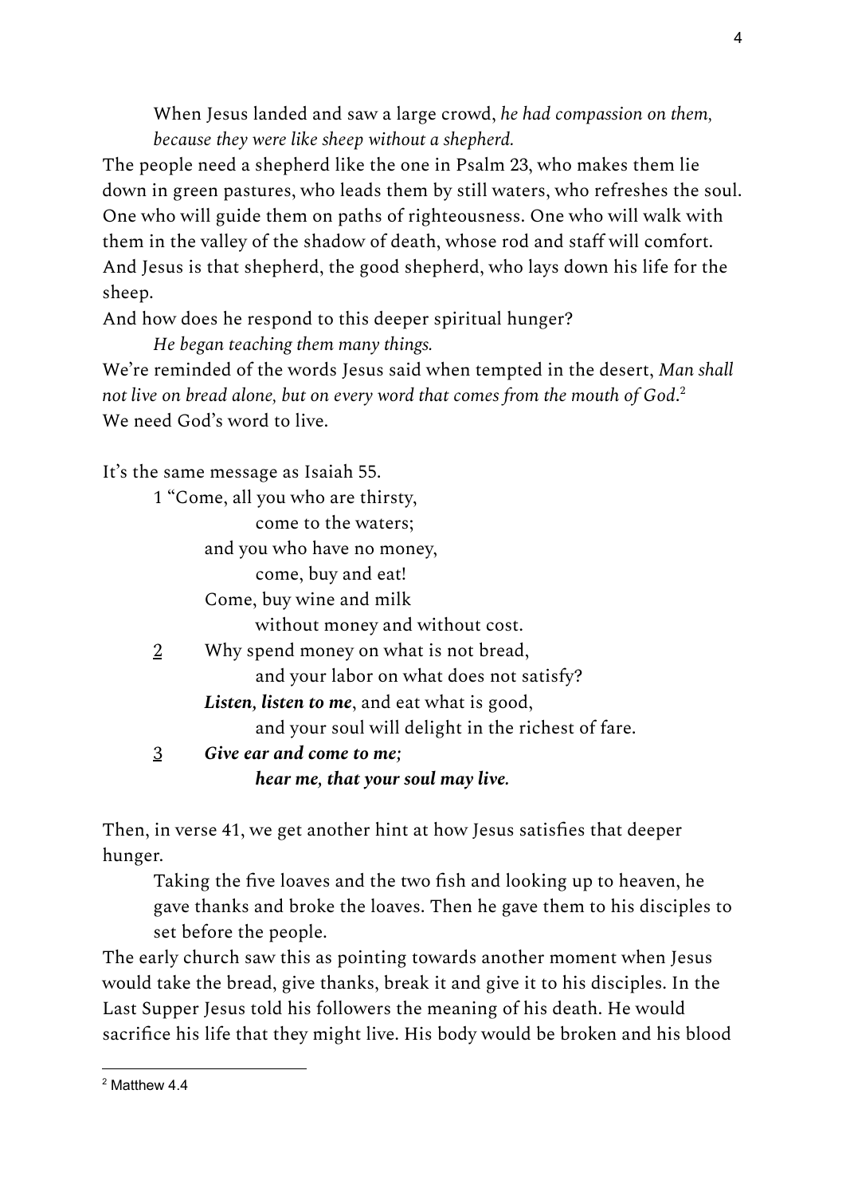> When Jesus landed and saw a large crowd, *he had compassion on them, because they were like sheep without a shepherd.*

The people need a shepherd like the one in Psalm 23, who makes them lie down in green pastures, who leads them by still waters, who refreshes the soul. One who will guide them on paths of righteousness. One who will walk with them in the valley of the shadow of death, whose rod and staff will comfort. And Jesus is that shepherd, the good shepherd, who lays down his life for the sheep.

And how does he respond to this deeper spiritual hunger?

> *He began teaching them many things.*

We're reminded of the words Jesus said when tempted in the desert, *Man shall not live on bread alone, but on every word that comes from the mouth of God*.[2]

We need God's word to live.

It's the same message as Isaiah 55.

> 1 "Come, all you who are thirsty,
> come to the waters;
> and you who have no money,
> come, buy and eat!
> Come, buy wine and milk
> without money and without cost.
> 2 Why spend money on what is not bread,
> and your labor on what does not satisfy?
> ***Listen, listen to me***, and eat what is good,
> and your soul will delight in the richest of fare.
> 3 ***Give ear and come to me;***
> ***hear me, that your soul may live.***

Then, in verse 41, we get another hint at how Jesus satisfies that deeper hunger.

> Taking the five loaves and the two fish and looking up to heaven, he gave thanks and broke the loaves. Then he gave them to his disciples to set before the people.

The early church saw this as pointing towards another moment when Jesus would take the bread, give thanks, break it and give it to his disciples. In the Last Supper Jesus told his followers the meaning of his death. He would sacrifice his life that they might live. His body would be broken and his blood

---

[2] Matthew 4.4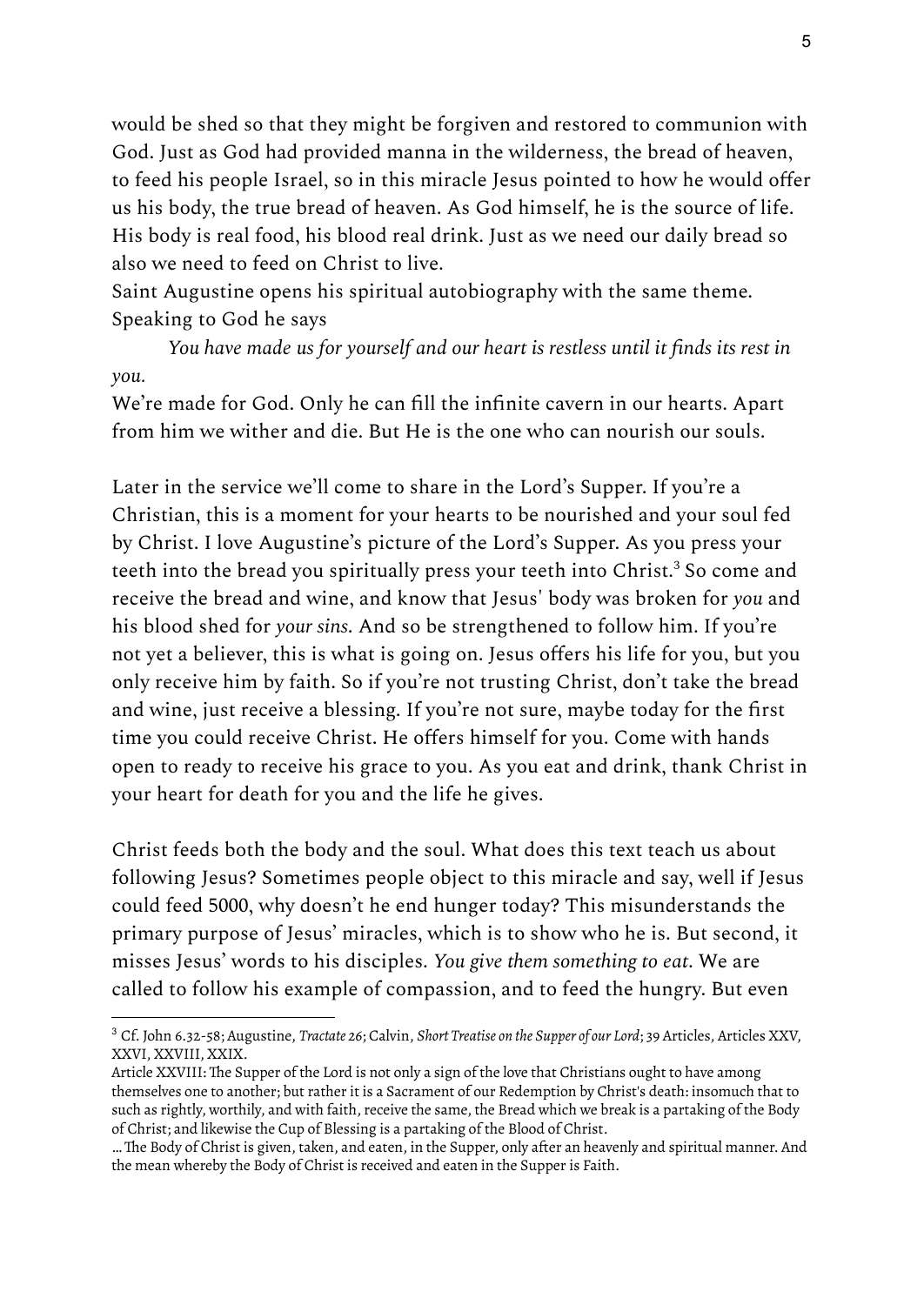would be shed so that they might be forgiven and restored to communion with God. Just as God had provided manna in the wilderness, the bread of heaven, to feed his people Israel, so in this miracle Jesus pointed to how he would offer us his body, the true bread of heaven. As God himself, he is the source of life. His body is real food, his blood real drink. Just as we need our daily bread so also we need to feed on Christ to live.
Saint Augustine opens his spiritual autobiography with the same theme. Speaking to God he says

> *You have made us for yourself and our heart is restless until it finds its rest in you.*

We're made for God. Only he can fill the infinite cavern in our hearts. Apart from him we wither and die. But He is the one who can nourish our souls.

Later in the service we'll come to share in the Lord's Supper. If you're a Christian, this is a moment for your hearts to be nourished and your soul fed by Christ. I love Augustine's picture of the Lord's Supper. As you press your teeth into the bread you spiritually press your teeth into Christ.[3] So come and receive the bread and wine, and know that Jesus' body was broken for *you* and his blood shed for *your sins*. And so be strengthened to follow him. If you're not yet a believer, this is what is going on. Jesus offers his life for you, but you only receive him by faith. So if you're not trusting Christ, don't take the bread and wine, just receive a blessing. If you're not sure, maybe today for the first time you could receive Christ. He offers himself for you. Come with hands open to ready to receive his grace to you. As you eat and drink, thank Christ in your heart for death for you and the life he gives.

Christ feeds both the body and the soul. What does this text teach us about following Jesus? Sometimes people object to this miracle and say, well if Jesus could feed 5000, why doesn't he end hunger today? This misunderstands the primary purpose of Jesus' miracles, which is to show who he is. But second, it misses Jesus' words to his disciples. *You give them something to eat*. We are called to follow his example of compassion, and to feed the hungry. But even

---

[3] Cf. John 6.32-58; Augustine, *Tractate 26*; Calvin, *Short Treatise on the Supper of our Lord*; 39 Articles, Articles XXV, XXVI, XXVIII, XXIX.
Article XXVIII: The Supper of the Lord is not only a sign of the love that Christians ought to have among themselves one to another; but rather it is a Sacrament of our Redemption by Christ's death: insomuch that to such as rightly, worthily, and with faith, receive the same, the Bread which we break is a partaking of the Body of Christ; and likewise the Cup of Blessing is a partaking of the Blood of Christ.
… The Body of Christ is given, taken, and eaten, in the Supper, only after an heavenly and spiritual manner. And the mean whereby the Body of Christ is received and eaten in the Supper is Faith.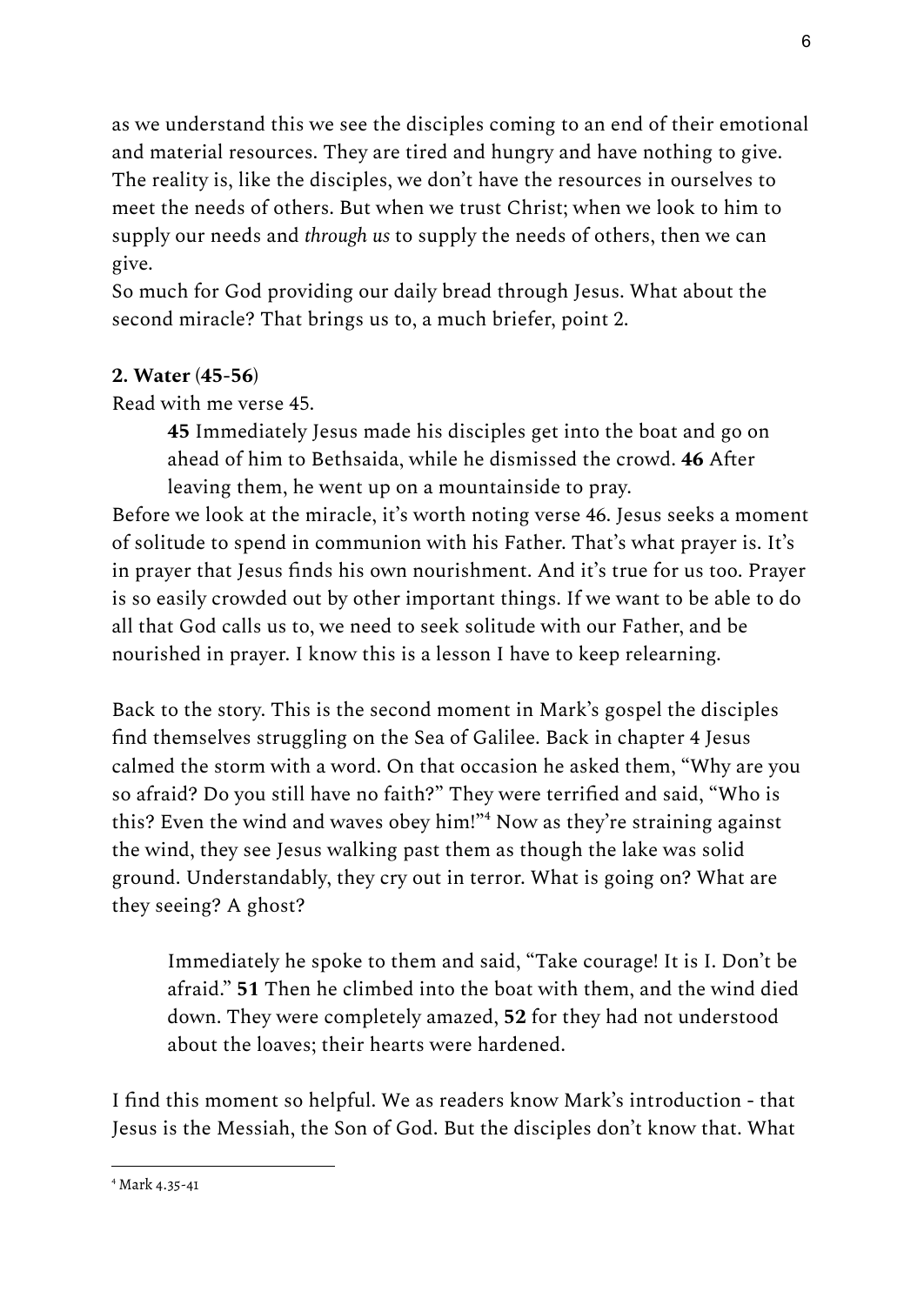as we understand this we see the disciples coming to an end of their emotional and material resources. They are tired and hungry and have nothing to give. The reality is, like the disciples, we don't have the resources in ourselves to meet the needs of others. But when we trust Christ; when we look to him to supply our needs and *through us* to supply the needs of others, then we can give.

So much for God providing our daily bread through Jesus. What about the second miracle? That brings us to, a much briefer, point 2.

**2. Water (45-56)**

Read with me verse 45.

> **45** Immediately Jesus made his disciples get into the boat and go on ahead of him to Bethsaida, while he dismissed the crowd. **46** After leaving them, he went up on a mountainside to pray.

Before we look at the miracle, it's worth noting verse 46. Jesus seeks a moment of solitude to spend in communion with his Father. That's what prayer is. It's in prayer that Jesus finds his own nourishment. And it's true for us too. Prayer is so easily crowded out by other important things. If we want to be able to do all that God calls us to, we need to seek solitude with our Father, and be nourished in prayer. I know this is a lesson I have to keep relearning.

Back to the story. This is the second moment in Mark's gospel the disciples find themselves struggling on the Sea of Galilee. Back in chapter 4 Jesus calmed the storm with a word. On that occasion he asked them, "Why are you so afraid? Do you still have no faith?" They were terrified and said, "Who is this? Even the wind and waves obey him!"[4] Now as they're straining against the wind, they see Jesus walking past them as though the lake was solid ground. Understandably, they cry out in terror. What is going on? What are they seeing? A ghost?

> Immediately he spoke to them and said, "Take courage! It is I. Don't be afraid." **51** Then he climbed into the boat with them, and the wind died down. They were completely amazed, **52** for they had not understood about the loaves; their hearts were hardened.

I find this moment so helpful. We as readers know Mark's introduction - that Jesus is the Messiah, the Son of God. But the disciples don't know that. What

---

[4] Mark 4.35-41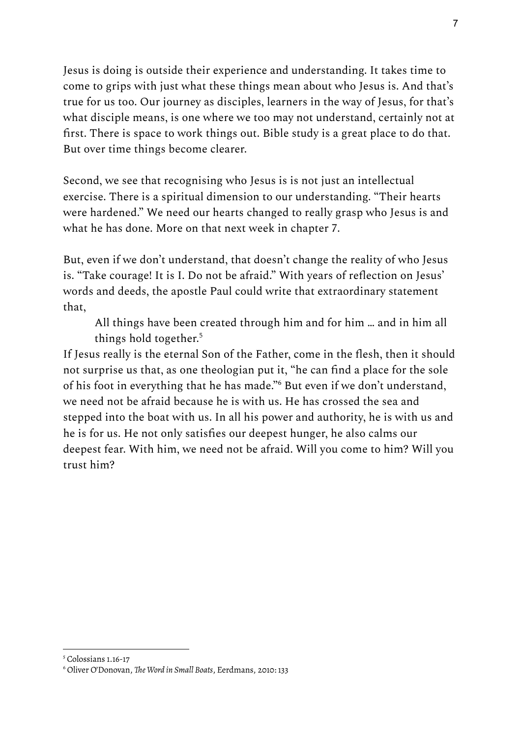Jesus is doing is outside their experience and understanding. It takes time to come to grips with just what these things mean about who Jesus is. And that's true for us too. Our journey as disciples, learners in the way of Jesus, for that's what disciple means, is one where we too may not understand, certainly not at first. There is space to work things out. Bible study is a great place to do that. But over time things become clearer.

Second, we see that recognising who Jesus is is not just an intellectual exercise. There is a spiritual dimension to our understanding. "Their hearts were hardened." We need our hearts changed to really grasp who Jesus is and what he has done. More on that next week in chapter 7.

But, even if we don't understand, that doesn't change the reality of who Jesus is. "Take courage! It is I. Do not be afraid." With years of reflection on Jesus' words and deeds, the apostle Paul could write that extraordinary statement that,

> All things have been created through him and for him … and in him all things hold together.[5]

If Jesus really is the eternal Son of the Father, come in the flesh, then it should not surprise us that, as one theologian put it, "he can find a place for the sole of his foot in everything that he has made."[6] But even if we don't understand, we need not be afraid because he is with us. He has crossed the sea and stepped into the boat with us. In all his power and authority, he is with us and he is for us. He not only satisfies our deepest hunger, he also calms our deepest fear. With him, we need not be afraid. Will you come to him? Will you trust him?

---

[5] Colossians 1.16-17

[6] Oliver O'Donovan, *The Word in Small Boats*, Eerdmans, 2010: 133